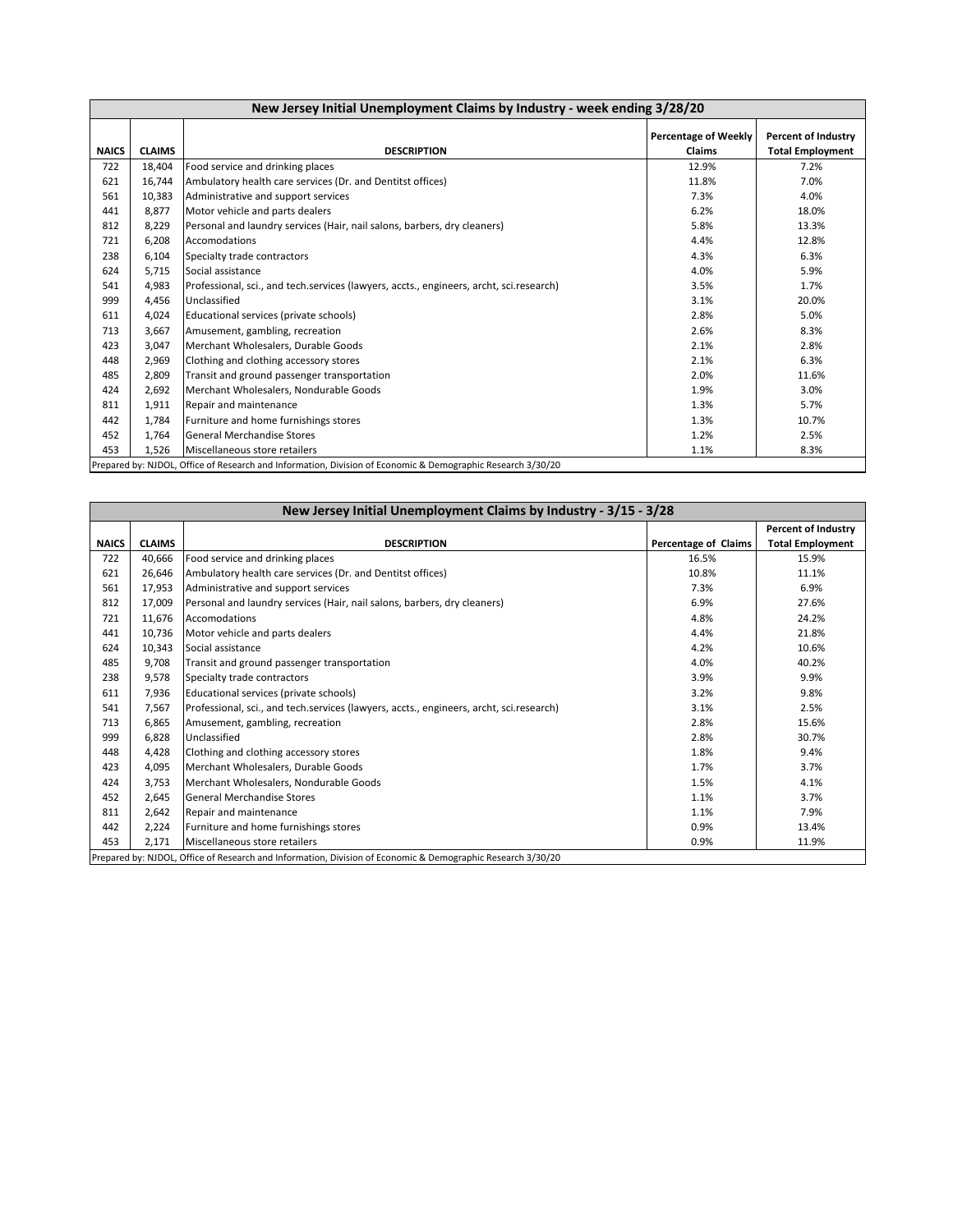## New Jersey Initial Unemployment Claims by Industry - week ending 3/28/20

| NAICS | CLAIMS | DESCRIPTION | Percentage of Weekly Claims | Percent of Industry Total Employment |
|---|---|---|---|---|
| 722 | 18,404 | Food service and drinking places | 12.9% | 7.2% |
| 621 | 16,744 | Ambulatory health care services (Dr. and Dentitst offices) | 11.8% | 7.0% |
| 561 | 10,383 | Administrative and support services | 7.3% | 4.0% |
| 441 | 8,877 | Motor vehicle and parts dealers | 6.2% | 18.0% |
| 812 | 8,229 | Personal and laundry services (Hair, nail salons, barbers, dry cleaners) | 5.8% | 13.3% |
| 721 | 6,208 | Accomodations | 4.4% | 12.8% |
| 238 | 6,104 | Specialty trade contractors | 4.3% | 6.3% |
| 624 | 5,715 | Social assistance | 4.0% | 5.9% |
| 541 | 4,983 | Professional, sci., and tech.services (lawyers, accts., engineers, archt, sci.research) | 3.5% | 1.7% |
| 999 | 4,456 | Unclassified | 3.1% | 20.0% |
| 611 | 4,024 | Educational services (private schools) | 2.8% | 5.0% |
| 713 | 3,667 | Amusement, gambling, recreation | 2.6% | 8.3% |
| 423 | 3,047 | Merchant Wholesalers, Durable Goods | 2.1% | 2.8% |
| 448 | 2,969 | Clothing and clothing accessory stores | 2.1% | 6.3% |
| 485 | 2,809 | Transit and ground passenger transportation | 2.0% | 11.6% |
| 424 | 2,692 | Merchant Wholesalers, Nondurable Goods | 1.9% | 3.0% |
| 811 | 1,911 | Repair and maintenance | 1.3% | 5.7% |
| 442 | 1,784 | Furniture and home furnishings stores | 1.3% | 10.7% |
| 452 | 1,764 | General Merchandise Stores | 1.2% | 2.5% |
| 453 | 1,526 | Miscellaneous store retailers | 1.1% | 8.3% |

Prepared by: NJDOL, Office of Research and Information, Division of Economic & Demographic Research 3/30/20

## New Jersey Initial Unemployment Claims by Industry - 3/15 - 3/28

| NAICS | CLAIMS | DESCRIPTION | Percentage of Claims | Percent of Industry Total Employment |
|---|---|---|---|---|
| 722 | 40,666 | Food service and drinking places | 16.5% | 15.9% |
| 621 | 26,646 | Ambulatory health care services (Dr. and Dentitst offices) | 10.8% | 11.1% |
| 561 | 17,953 | Administrative and support services | 7.3% | 6.9% |
| 812 | 17,009 | Personal and laundry services (Hair, nail salons, barbers, dry cleaners) | 6.9% | 27.6% |
| 721 | 11,676 | Accomodations | 4.8% | 24.2% |
| 441 | 10,736 | Motor vehicle and parts dealers | 4.4% | 21.8% |
| 624 | 10,343 | Social assistance | 4.2% | 10.6% |
| 485 | 9,708 | Transit and ground passenger transportation | 4.0% | 40.2% |
| 238 | 9,578 | Specialty trade contractors | 3.9% | 9.9% |
| 611 | 7,936 | Educational services (private schools) | 3.2% | 9.8% |
| 541 | 7,567 | Professional, sci., and tech.services (lawyers, accts., engineers, archt, sci.research) | 3.1% | 2.5% |
| 713 | 6,865 | Amusement, gambling, recreation | 2.8% | 15.6% |
| 999 | 6,828 | Unclassified | 2.8% | 30.7% |
| 448 | 4,428 | Clothing and clothing accessory stores | 1.8% | 9.4% |
| 423 | 4,095 | Merchant Wholesalers, Durable Goods | 1.7% | 3.7% |
| 424 | 3,753 | Merchant Wholesalers, Nondurable Goods | 1.5% | 4.1% |
| 452 | 2,645 | General Merchandise Stores | 1.1% | 3.7% |
| 811 | 2,642 | Repair and maintenance | 1.1% | 7.9% |
| 442 | 2,224 | Furniture and home furnishings stores | 0.9% | 13.4% |
| 453 | 2,171 | Miscellaneous store retailers | 0.9% | 11.9% |

Prepared by: NJDOL, Office of Research and Information, Division of Economic & Demographic Research 3/30/20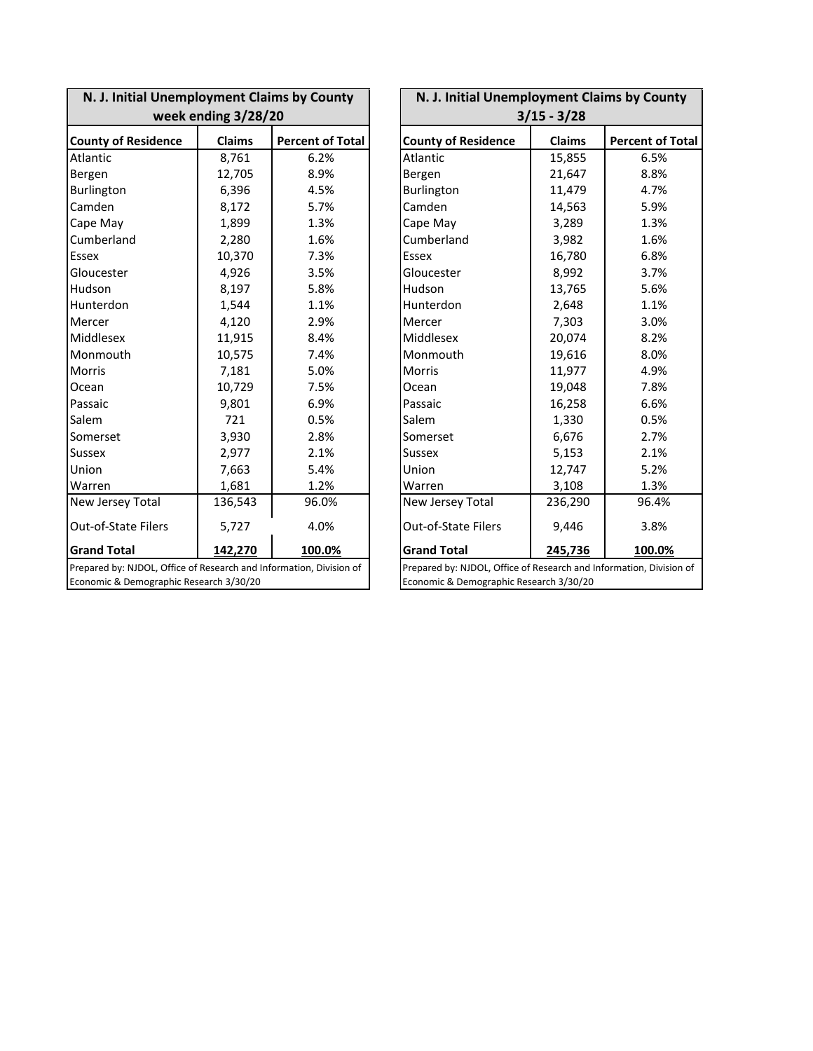| N. J. Initial Unemployment Claims by County week ending 3/28/20 | | |
|---|---|---|
| **County of Residence** | **Claims** | **Percent of Total** |
| Atlantic | 8,761 | 6.2% |
| Bergen | 12,705 | 8.9% |
| Burlington | 6,396 | 4.5% |
| Camden | 8,172 | 5.7% |
| Cape May | 1,899 | 1.3% |
| Cumberland | 2,280 | 1.6% |
| Essex | 10,370 | 7.3% |
| Gloucester | 4,926 | 3.5% |
| Hudson | 8,197 | 5.8% |
| Hunterdon | 1,544 | 1.1% |
| Mercer | 4,120 | 2.9% |
| Middlesex | 11,915 | 8.4% |
| Monmouth | 10,575 | 7.4% |
| Morris | 7,181 | 5.0% |
| Ocean | 10,729 | 7.5% |
| Passaic | 9,801 | 6.9% |
| Salem | 721 | 0.5% |
| Somerset | 3,930 | 2.8% |
| Sussex | 2,977 | 2.1% |
| Union | 7,663 | 5.4% |
| Warren | 1,681 | 1.2% |
| New Jersey Total | 136,543 | 96.0% |
| Out-of-State Filers | 5,727 | 4.0% |
| **Grand Total** | **142,270** | **100.0%** |

Prepared by: NJDOL, Office of Research and Information, Division of Economic & Demographic Research 3/30/20

| N. J. Initial Unemployment Claims by County 3/15 - 3/28 | | |
|---|---|---|
| **County of Residence** | **Claims** | **Percent of Total** |
| Atlantic | 15,855 | 6.5% |
| Bergen | 21,647 | 8.8% |
| Burlington | 11,479 | 4.7% |
| Camden | 14,563 | 5.9% |
| Cape May | 3,289 | 1.3% |
| Cumberland | 3,982 | 1.6% |
| Essex | 16,780 | 6.8% |
| Gloucester | 8,992 | 3.7% |
| Hudson | 13,765 | 5.6% |
| Hunterdon | 2,648 | 1.1% |
| Mercer | 7,303 | 3.0% |
| Middlesex | 20,074 | 8.2% |
| Monmouth | 19,616 | 8.0% |
| Morris | 11,977 | 4.9% |
| Ocean | 19,048 | 7.8% |
| Passaic | 16,258 | 6.6% |
| Salem | 1,330 | 0.5% |
| Somerset | 6,676 | 2.7% |
| Sussex | 5,153 | 2.1% |
| Union | 12,747 | 5.2% |
| Warren | 3,108 | 1.3% |
| New Jersey Total | 236,290 | 96.4% |
| Out-of-State Filers | 9,446 | 3.8% |
| **Grand Total** | **245,736** | **100.0%** |

Prepared by: NJDOL, Office of Research and Information, Division of Economic & Demographic Research 3/30/20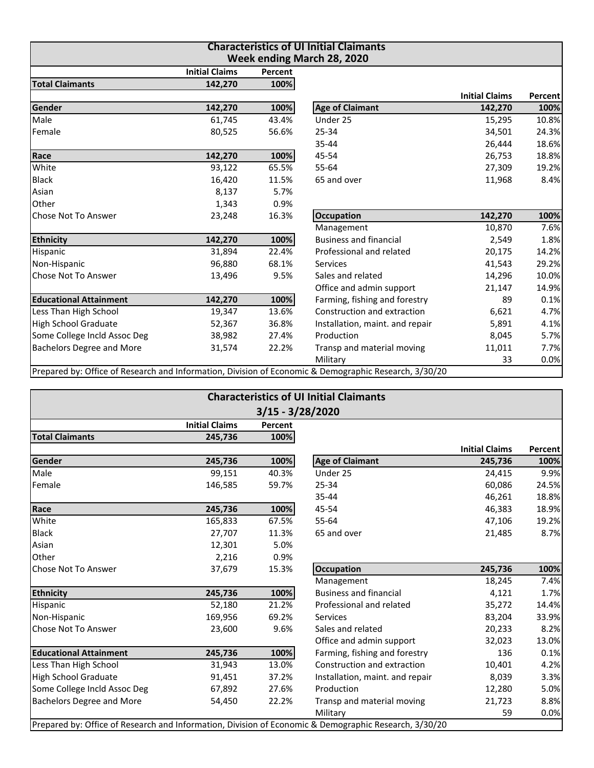## Characteristics of UI Initial Claimants
### Week ending March 28, 2020

| | Initial Claims | Percent |
|---|---|---|
| **Total Claimants** | **142,270** | **100%** |

| **Gender** | **142,270** | **100%** |
|---|---|---|
| Male | 61,745 | 43.4% |
| Female | 80,525 | 56.6% |

| **Race** | **142,270** | **100%** |
|---|---|---|
| White | 93,122 | 65.5% |
| Black | 16,420 | 11.5% |
| Asian | 8,137 | 5.7% |
| Other | 1,343 | 0.9% |
| Chose Not To Answer | 23,248 | 16.3% |

| **Ethnicity** | **142,270** | **100%** |
|---|---|---|
| Hispanic | 31,894 | 22.4% |
| Non-Hispanic | 96,880 | 68.1% |
| Chose Not To Answer | 13,496 | 9.5% |

| **Educational Attainment** | **142,270** | **100%** |
|---|---|---|
| Less Than High School | 19,347 | 13.6% |
| High School Graduate | 52,367 | 36.8% |
| Some College Incld Assoc Deg | 38,982 | 27.4% |
| Bachelors Degree and More | 31,574 | 22.2% |

| | Initial Claims | Percent |
|---|---|---|
| **Age of Claimant** | **142,270** | **100%** |
| Under 25 | 15,295 | 10.8% |
| 25-34 | 34,501 | 24.3% |
| 35-44 | 26,444 | 18.6% |
| 45-54 | 26,753 | 18.8% |
| 55-64 | 27,309 | 19.2% |
| 65 and over | 11,968 | 8.4% |

| **Occupation** | **142,270** | **100%** |
|---|---|---|
| Management | 10,870 | 7.6% |
| Business and financial | 2,549 | 1.8% |
| Professional and related | 20,175 | 14.2% |
| Services | 41,543 | 29.2% |
| Sales and related | 14,296 | 10.0% |
| Office and admin support | 21,147 | 14.9% |
| Farming, fishing and forestry | 89 | 0.1% |
| Construction and extraction | 6,621 | 4.7% |
| Installation, maint. and repair | 5,891 | 4.1% |
| Production | 8,045 | 5.7% |
| Transp and material moving | 11,011 | 7.7% |
| Military | 33 | 0.0% |

Prepared by: Office of Research and Information, Division of Economic & Demographic Research, 3/30/20

## Characteristics of UI Initial Claimants
### 3/15 - 3/28/2020

| | Initial Claims | Percent |
|---|---|---|
| **Total Claimants** | **245,736** | **100%** |

| **Gender** | **245,736** | **100%** |
|---|---|---|
| Male | 99,151 | 40.3% |
| Female | 146,585 | 59.7% |

| **Race** | **245,736** | **100%** |
|---|---|---|
| White | 165,833 | 67.5% |
| Black | 27,707 | 11.3% |
| Asian | 12,301 | 5.0% |
| Other | 2,216 | 0.9% |
| Chose Not To Answer | 37,679 | 15.3% |

| **Ethnicity** | **245,736** | **100%** |
|---|---|---|
| Hispanic | 52,180 | 21.2% |
| Non-Hispanic | 169,956 | 69.2% |
| Chose Not To Answer | 23,600 | 9.6% |

| **Educational Attainment** | **245,736** | **100%** |
|---|---|---|
| Less Than High School | 31,943 | 13.0% |
| High School Graduate | 91,451 | 37.2% |
| Some College Incld Assoc Deg | 67,892 | 27.6% |
| Bachelors Degree and More | 54,450 | 22.2% |

| | Initial Claims | Percent |
|---|---|---|
| **Age of Claimant** | **245,736** | **100%** |
| Under 25 | 24,415 | 9.9% |
| 25-34 | 60,086 | 24.5% |
| 35-44 | 46,261 | 18.8% |
| 45-54 | 46,383 | 18.9% |
| 55-64 | 47,106 | 19.2% |
| 65 and over | 21,485 | 8.7% |

| **Occupation** | **245,736** | **100%** |
|---|---|---|
| Management | 18,245 | 7.4% |
| Business and financial | 4,121 | 1.7% |
| Professional and related | 35,272 | 14.4% |
| Services | 83,204 | 33.9% |
| Sales and related | 20,233 | 8.2% |
| Office and admin support | 32,023 | 13.0% |
| Farming, fishing and forestry | 136 | 0.1% |
| Construction and extraction | 10,401 | 4.2% |
| Installation, maint. and repair | 8,039 | 3.3% |
| Production | 12,280 | 5.0% |
| Transp and material moving | 21,723 | 8.8% |
| Military | 59 | 0.0% |

Prepared by: Office of Research and Information, Division of Economic & Demographic Research, 3/30/20